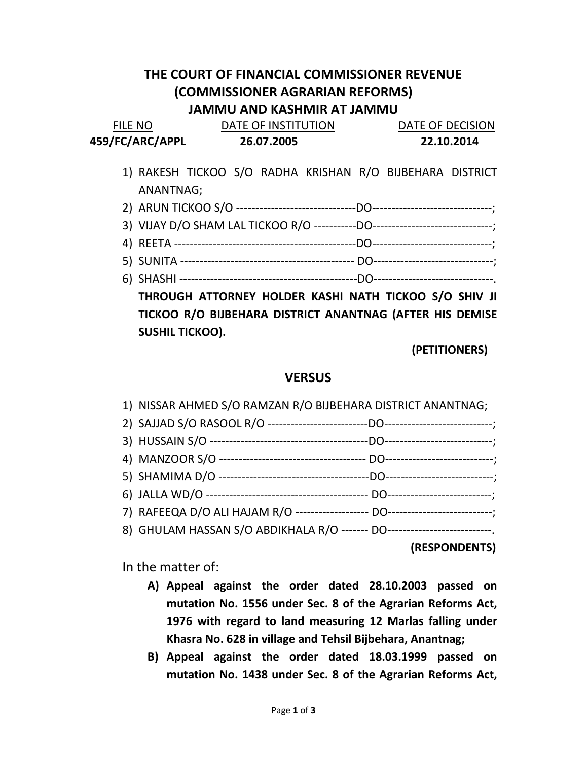# THE COURT OF FINANCIAL COMMISSIONER REVENUE (COMMISSIONER AGRARIAN REFORMS) JAMMU AND KASHMIR AT JAMMU

| FILE NO | DATE OF INSTITUTION | DATE OF DECISION |
|---|---|---|
| **459/FC/ARC/APPL** | **26.07.2005** | **22.10.2014** |

1) RAKESH TICKOO S/O RADHA KRISHAN R/O BIJBEHARA DISTRICT ANANTNAG;
2) ARUN TICKOO S/O -------------------------------DO-------------------------------;
3) VIJAY D/O SHAM LAL TICKOO R/O -----------DO-------------------------------;
4) REETA -----------------------------------------------DO-------------------------------;
5) SUNITA --------------------------------------------- DO-------------------------------;
6) SHASHI ----------------------------------------------DO-------------------------------.

**THROUGH ATTORNEY HOLDER KASHI NATH TICKOO S/O SHIV JI TICKOO R/O BIJBEHARA DISTRICT ANANTNAG (AFTER HIS DEMISE SUSHIL TICKOO).**

**(PETITIONERS)**

## VERSUS

1) NISSAR AHMED S/O RAMZAN R/O BIJBEHARA DISTRICT ANANTNAG;
2) SAJJAD S/O RASOOL R/O --------------------------DO----------------------------;
3) HUSSAIN S/O -----------------------------------------DO----------------------------;
4) MANZOOR S/O -------------------------------------- DO----------------------------;
5) SHAMIMA D/O ---------------------------------------DO----------------------------;
6) JALLA WD/O ------------------------------------------ DO---------------------------;
7) RAFEEQA D/O ALI HAJAM R/O ------------------- DO---------------------------;
8) GHULAM HASSAN S/O ABDIKHALA R/O ------- DO---------------------------.

**(RESPONDENTS)**

In the matter of:

A) **Appeal against the order dated 28.10.2003 passed on mutation No. 1556 under Sec. 8 of the Agrarian Reforms Act, 1976 with regard to land measuring 12 Marlas falling under Khasra No. 628 in village and Tehsil Bijbehara, Anantnag;**
B) **Appeal against the order dated 18.03.1999 passed on mutation No. 1438 under Sec. 8 of the Agrarian Reforms Act,**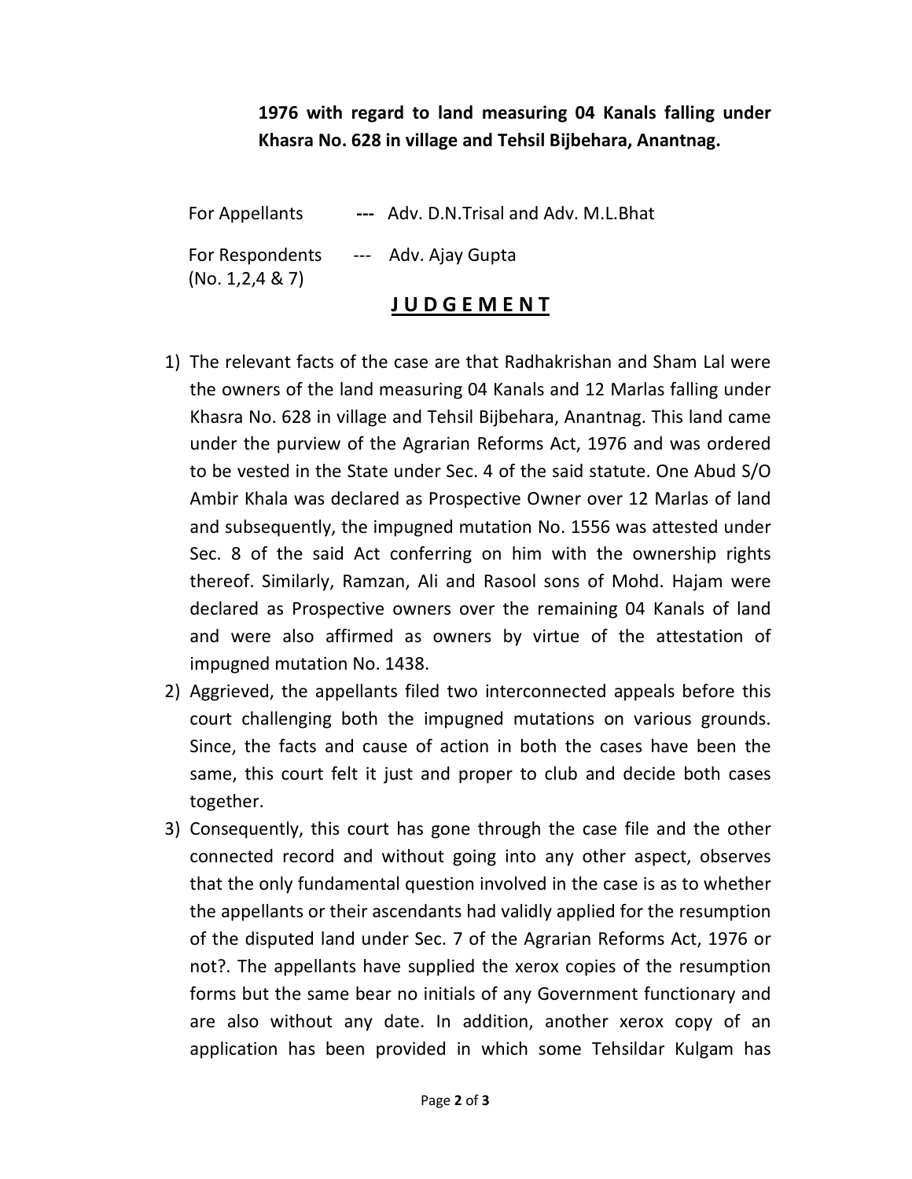**1976 with regard to land measuring 04 Kanals falling under Khasra No. 628 in village and Tehsil Bijbehara, Anantnag.**

For Appellants --- Adv. D.N.Trisal and Adv. M.L.Bhat

For Respondents (No. 1,2,4 & 7) --- Adv. Ajay Gupta

## J U D G E M E N T

1) The relevant facts of the case are that Radhakrishan and Sham Lal were the owners of the land measuring 04 Kanals and 12 Marlas falling under Khasra No. 628 in village and Tehsil Bijbehara, Anantnag. This land came under the purview of the Agrarian Reforms Act, 1976 and was ordered to be vested in the State under Sec. 4 of the said statute. One Abud S/O Ambir Khala was declared as Prospective Owner over 12 Marlas of land and subsequently, the impugned mutation No. 1556 was attested under Sec. 8 of the said Act conferring on him with the ownership rights thereof. Similarly, Ramzan, Ali and Rasool sons of Mohd. Hajam were declared as Prospective owners over the remaining 04 Kanals of land and were also affirmed as owners by virtue of the attestation of impugned mutation No. 1438.
2) Aggrieved, the appellants filed two interconnected appeals before this court challenging both the impugned mutations on various grounds. Since, the facts and cause of action in both the cases have been the same, this court felt it just and proper to club and decide both cases together.
3) Consequently, this court has gone through the case file and the other connected record and without going into any other aspect, observes that the only fundamental question involved in the case is as to whether the appellants or their ascendants had validly applied for the resumption of the disputed land under Sec. 7 of the Agrarian Reforms Act, 1976 or not?. The appellants have supplied the xerox copies of the resumption forms but the same bear no initials of any Government functionary and are also without any date. In addition, another xerox copy of an application has been provided in which some Tehsildar Kulgam has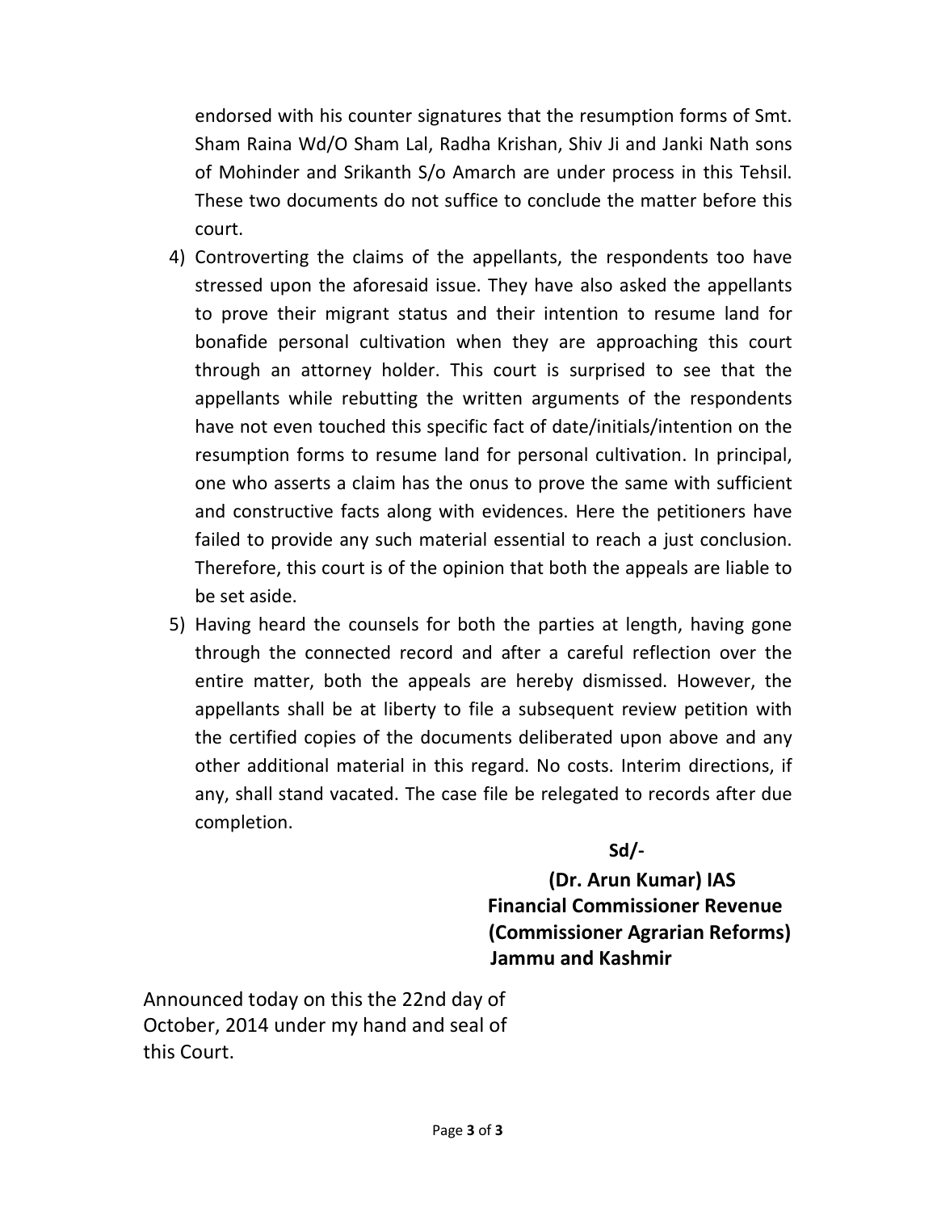endorsed with his counter signatures that the resumption forms of Smt. Sham Raina Wd/O Sham Lal, Radha Krishan, Shiv Ji and Janki Nath sons of Mohinder and Srikanth S/o Amarch are under process in this Tehsil. These two documents do not suffice to conclude the matter before this court.

4) Controverting the claims of the appellants, the respondents too have stressed upon the aforesaid issue. They have also asked the appellants to prove their migrant status and their intention to resume land for bonafide personal cultivation when they are approaching this court through an attorney holder. This court is surprised to see that the appellants while rebutting the written arguments of the respondents have not even touched this specific fact of date/initials/intention on the resumption forms to resume land for personal cultivation. In principal, one who asserts a claim has the onus to prove the same with sufficient and constructive facts along with evidences. Here the petitioners have failed to provide any such material essential to reach a just conclusion. Therefore, this court is of the opinion that both the appeals are liable to be set aside.

5) Having heard the counsels for both the parties at length, having gone through the connected record and after a careful reflection over the entire matter, both the appeals are hereby dismissed. However, the appellants shall be at liberty to file a subsequent review petition with the certified copies of the documents deliberated upon above and any other additional material in this regard. No costs. Interim directions, if any, shall stand vacated. The case file be relegated to records after due completion.

**Sd/-**

**(Dr. Arun Kumar) IAS**
**Financial Commissioner Revenue**
**(Commissioner Agrarian Reforms)**
**Jammu and Kashmir**

Announced today on this the 22nd day of October, 2014 under my hand and seal of this Court.